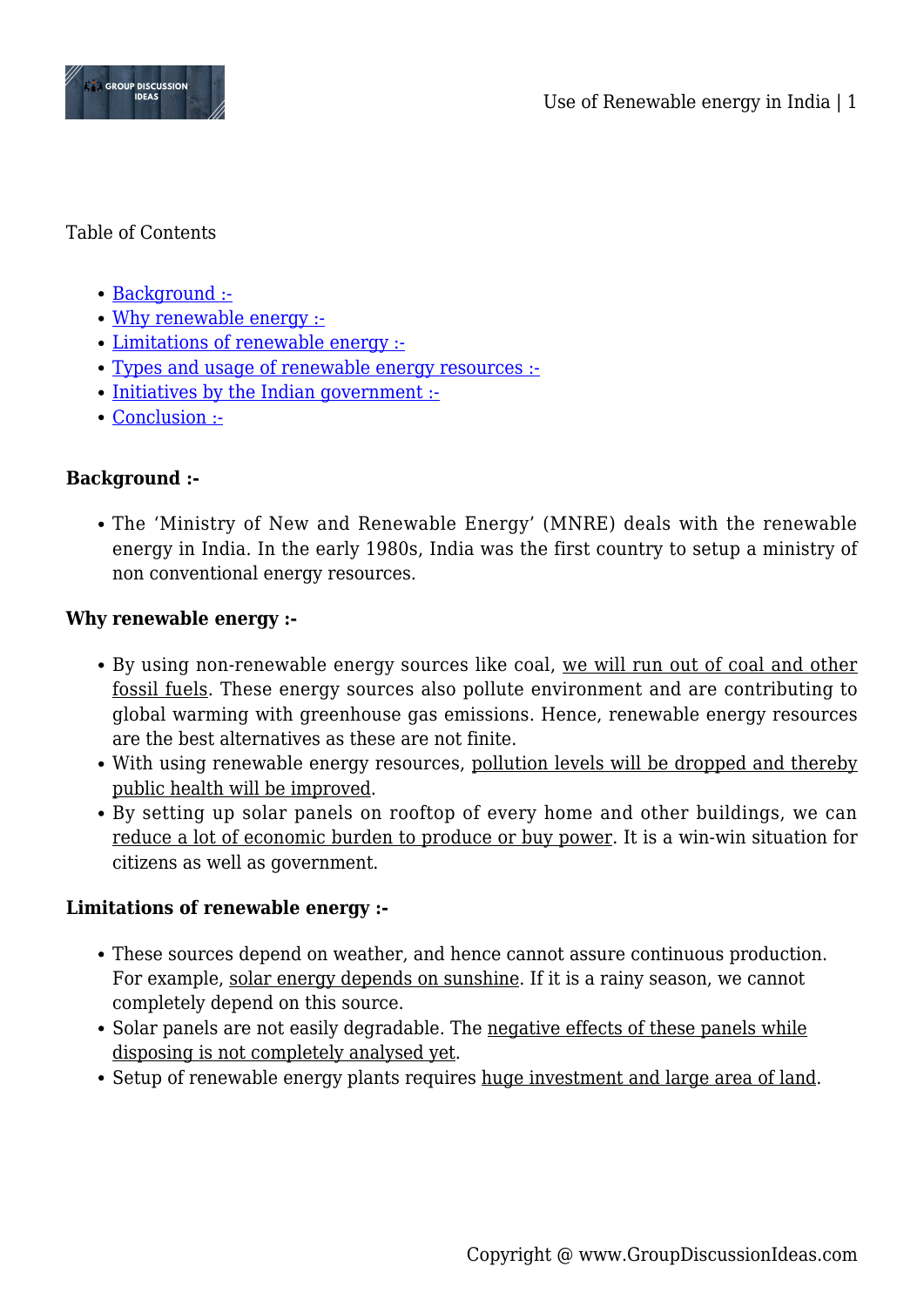Table of Contents

- Background :-
- Why renewable energy :-
- Limitations of renewable energy :-
- Types and usage of renewable energy resources :-
- Initiatives by the Indian government :-
- Conclusion :-

**Background :-**

- The 'Ministry of New and Renewable Energy' (MNRE) deals with the renewable energy in India. In the early 1980s, India was the first country to setup a ministry of non conventional energy resources.

**Why renewable energy :-**

- By using non-renewable energy sources like coal, we will run out of coal and other fossil fuels. These energy sources also pollute environment and are contributing to global warming with greenhouse gas emissions. Hence, renewable energy resources are the best alternatives as these are not finite.
- With using renewable energy resources, pollution levels will be dropped and thereby public health will be improved.
- By setting up solar panels on rooftop of every home and other buildings, we can reduce a lot of economic burden to produce or buy power. It is a win-win situation for citizens as well as government.

**Limitations of renewable energy :-**

- These sources depend on weather, and hence cannot assure continuous production. For example, solar energy depends on sunshine. If it is a rainy season, we cannot completely depend on this source.
- Solar panels are not easily degradable. The negative effects of these panels while disposing is not completely analysed yet.
- Setup of renewable energy plants requires huge investment and large area of land.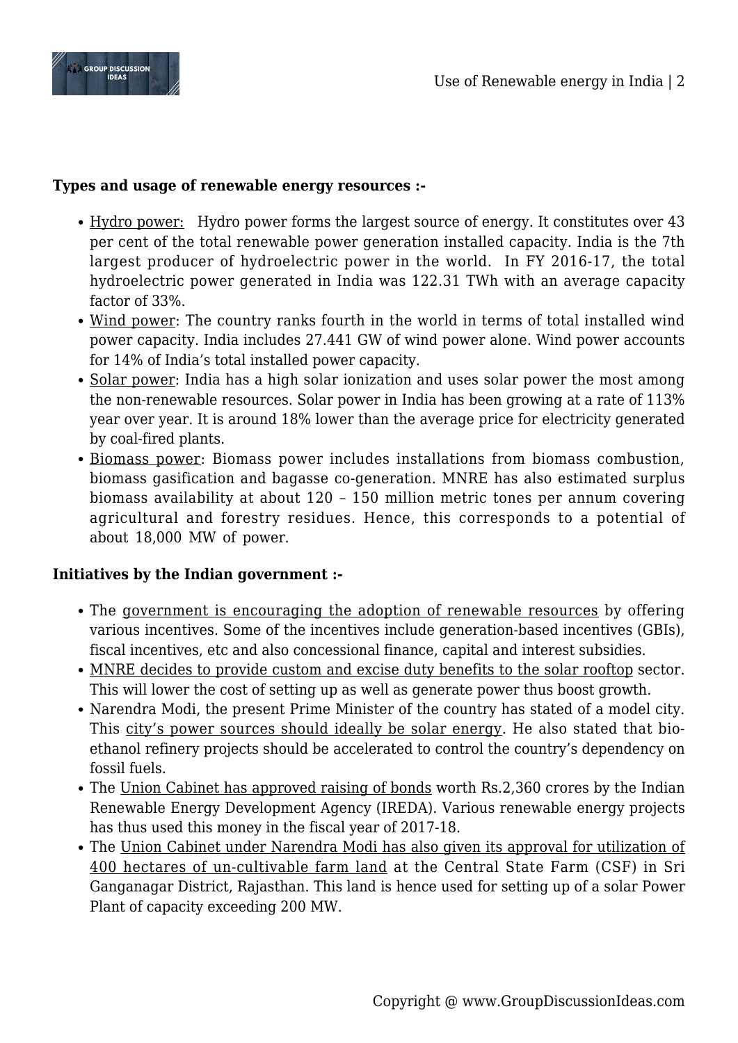**Types and usage of renewable energy resources :-**

- Hydro power: Hydro power forms the largest source of energy. It constitutes over 43 per cent of the total renewable power generation installed capacity. India is the 7th largest producer of hydroelectric power in the world. In FY 2016-17, the total hydroelectric power generated in India was 122.31 TWh with an average capacity factor of 33%.
- Wind power: The country ranks fourth in the world in terms of total installed wind power capacity. India includes 27.441 GW of wind power alone. Wind power accounts for 14% of India's total installed power capacity.
- Solar power: India has a high solar ionization and uses solar power the most among the non-renewable resources. Solar power in India has been growing at a rate of 113% year over year. It is around 18% lower than the average price for electricity generated by coal-fired plants.
- Biomass power: Biomass power includes installations from biomass combustion, biomass gasification and bagasse co-generation. MNRE has also estimated surplus biomass availability at about 120 – 150 million metric tones per annum covering agricultural and forestry residues. Hence, this corresponds to a potential of about 18,000 MW of power.

**Initiatives by the Indian government :-**

- The government is encouraging the adoption of renewable resources by offering various incentives. Some of the incentives include generation-based incentives (GBIs), fiscal incentives, etc and also concessional finance, capital and interest subsidies.
- MNRE decides to provide custom and excise duty benefits to the solar rooftop sector. This will lower the cost of setting up as well as generate power thus boost growth.
- Narendra Modi, the present Prime Minister of the country has stated of a model city. This city's power sources should ideally be solar energy. He also stated that bio-ethanol refinery projects should be accelerated to control the country's dependency on fossil fuels.
- The Union Cabinet has approved raising of bonds worth Rs.2,360 crores by the Indian Renewable Energy Development Agency (IREDA). Various renewable energy projects has thus used this money in the fiscal year of 2017-18.
- The Union Cabinet under Narendra Modi has also given its approval for utilization of 400 hectares of un-cultivable farm land at the Central State Farm (CSF) in Sri Ganganagar District, Rajasthan. This land is hence used for setting up of a solar Power Plant of capacity exceeding 200 MW.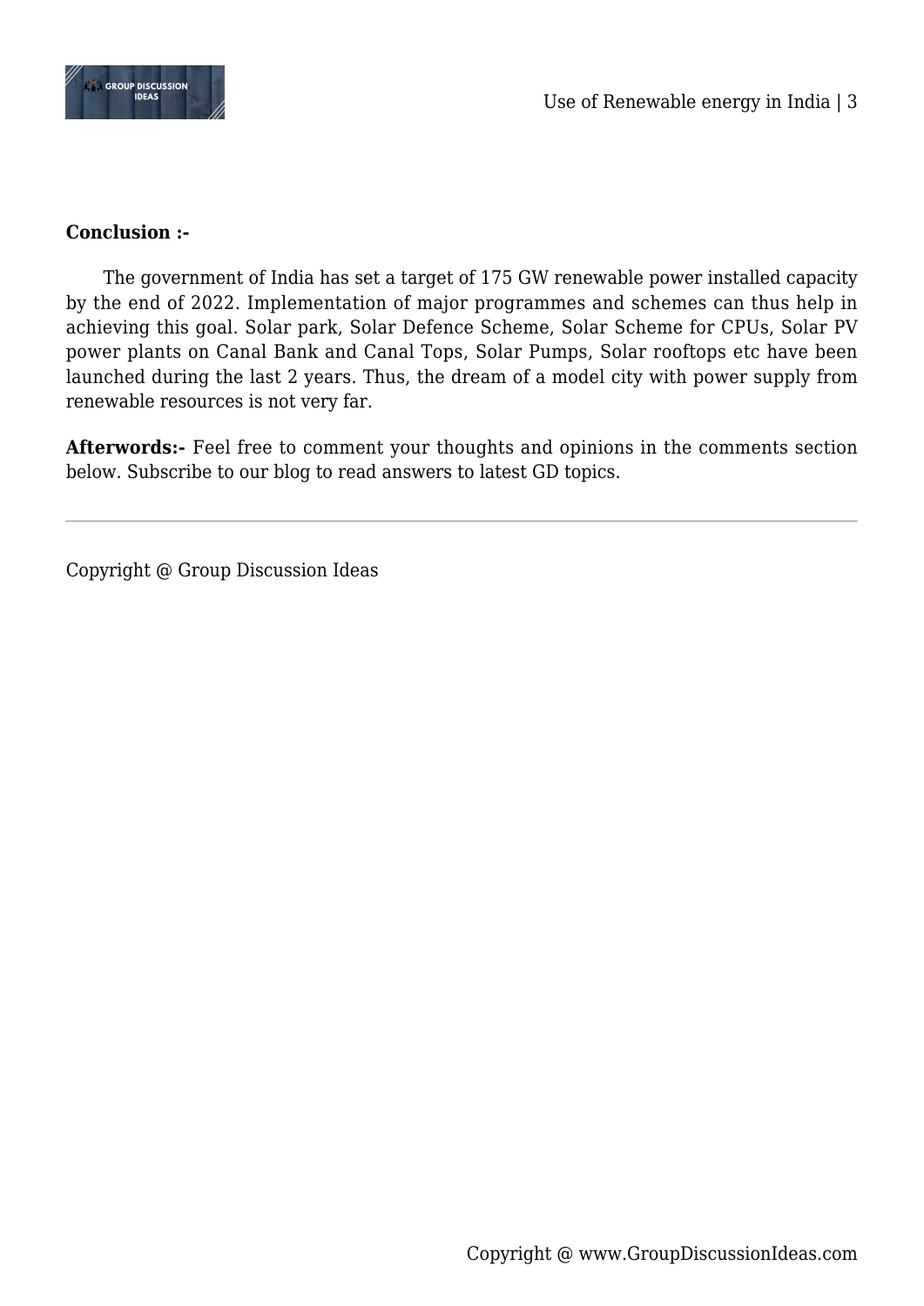**Conclusion :-**

The government of India has set a target of 175 GW renewable power installed capacity by the end of 2022. Implementation of major programmes and schemes can thus help in achieving this goal. Solar park, Solar Defence Scheme, Solar Scheme for CPUs, Solar PV power plants on Canal Bank and Canal Tops, Solar Pumps, Solar rooftops etc have been launched during the last 2 years. Thus, the dream of a model city with power supply from renewable resources is not very far.

**Afterwords:-** Feel free to comment your thoughts and opinions in the comments section below. Subscribe to our blog to read answers to latest GD topics.

---

Copyright @ Group Discussion Ideas